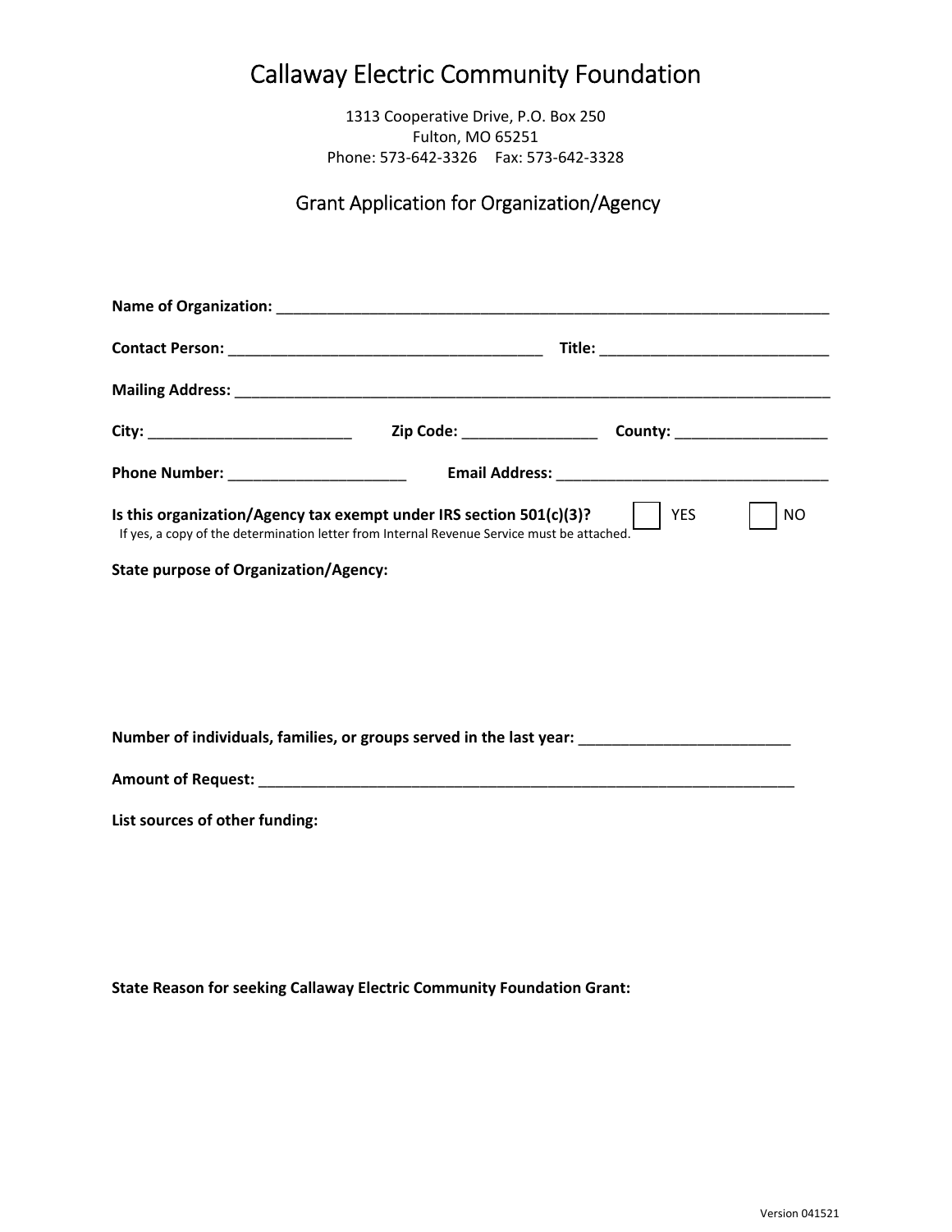# Callaway Electric Community Foundation

1313 Cooperative Drive, P.O. Box 250
Fulton, MO 65251
Phone: 573-642-3326 Fax: 573-642-3328

## Grant Application for Organization/Agency

**Name of Organization:** ______________________________________________________________________

**Contact Person:** ______________________________________ **Title:** ___________________________

**Mailing Address:** ___________________________________________________________________________

**City:** _________________________ **Zip Code:** ________________ **County:** __________________

**Phone Number:** _____________________ **Email Address:** _________________________________

**Is this organization/Agency tax exempt under IRS section 501(c)(3)?** ☐ YES ☐ NO
If yes, a copy of the determination letter from Internal Revenue Service must be attached.

**State purpose of Organization/Agency:**

**Number of individuals, families, or groups served in the last year:** _________________________

**Amount of Request:** __________________________________________________________________

**List sources of other funding:**

**State Reason for seeking Callaway Electric Community Foundation Grant:**

Version 041521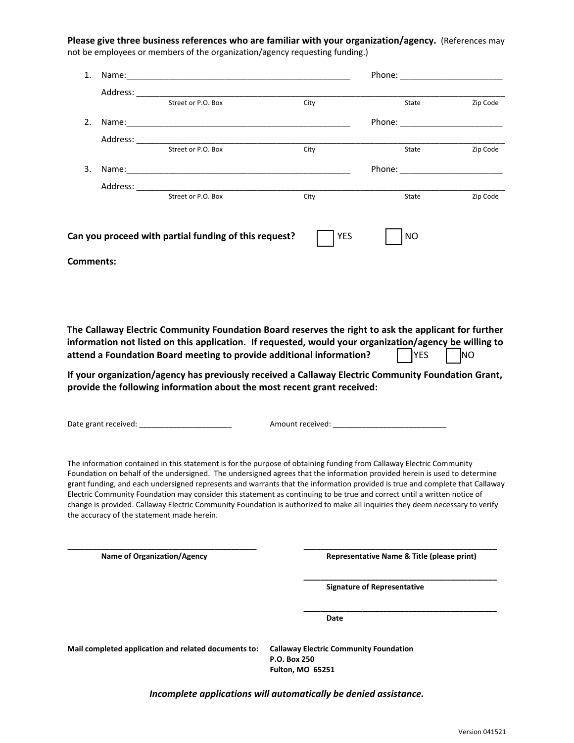**Please give three business references who are familiar with your organization/agency.** (References may not be employees or members of the organization/agency requesting funding.)

1. Name:_______________________________________________ Phone: _____________________

   Address: ______________________________________________________________________________
   Street or P.O. Box City State Zip Code

2. Name:_______________________________________________ Phone: _____________________

   Address: ______________________________________________________________________________
   Street or P.O. Box City State Zip Code

3. Name:_______________________________________________ Phone: _____________________

   Address: ______________________________________________________________________________
   Street or P.O. Box City State Zip Code

**Can you proceed with partial funding of this request?** ☐ YES ☐ NO

**Comments:**

**The Callaway Electric Community Foundation Board reserves the right to ask the applicant for further information not listed on this application. If requested, would your organization/agency be willing to attend a Foundation Board meeting to provide additional information?** ☐ YES ☐ NO

**If your organization/agency has previously received a Callaway Electric Community Foundation Grant, provide the following information about the most recent grant received:**

Date grant received: ______________________ Amount received: __________________________

The information contained in this statement is for the purpose of obtaining funding from Callaway Electric Community Foundation on behalf of the undersigned. The undersigned agrees that the information provided herein is used to determine grant funding, and each undersigned represents and warrants that the information provided is true and complete that Callaway Electric Community Foundation may consider this statement as continuing to be true and correct until a written notice of change is provided. Callaway Electric Community Foundation is authorized to make all inquiries they deem necessary to verify the accuracy of the statement made herein.

_____________________________________________
**Name of Organization/Agency**

_____________________________________________
**Representative Name & Title (please print)**

_____________________________________________
**Signature of Representative**

_____________________________________________
**Date**

**Mail completed application and related documents to:** **Callaway Electric Community Foundation**
**P.O. Box 250**
**Fulton, MO 65251**

***Incomplete applications will automatically be denied assistance.***

Version 041521